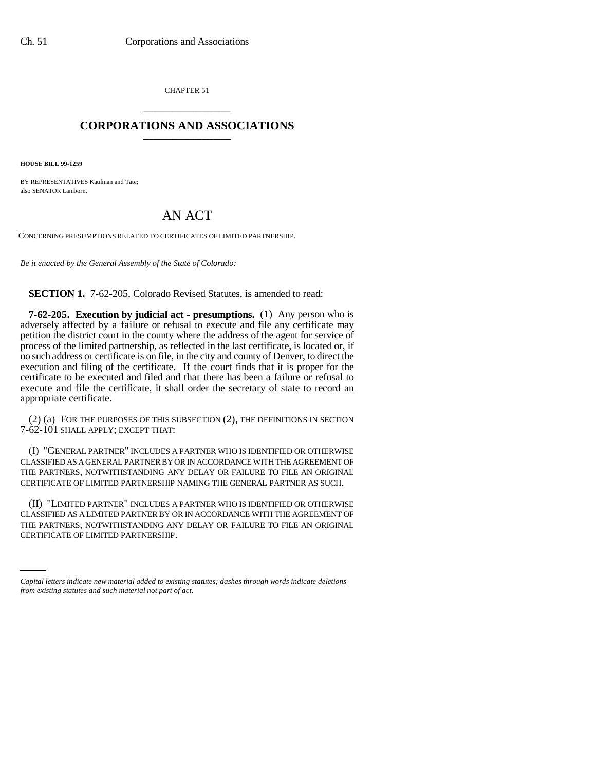CHAPTER 51

# CORPORATIONS AND ASSOCIATIONS

**HOUSE BILL 99-1259**

BY REPRESENTATIVES Kaufman and Tate;
also SENATOR Lamborn.

# AN ACT

CONCERNING PRESUMPTIONS RELATED TO CERTIFICATES OF LIMITED PARTNERSHIP.

*Be it enacted by the General Assembly of the State of Colorado:*

**SECTION 1.** 7-62-205, Colorado Revised Statutes, is amended to read:

**7-62-205. Execution by judicial act - presumptions.** (1) Any person who is adversely affected by a failure or refusal to execute and file any certificate may petition the district court in the county where the address of the agent for service of process of the limited partnership, as reflected in the last certificate, is located or, if no such address or certificate is on file, in the city and county of Denver, to direct the execution and filing of the certificate. If the court finds that it is proper for the certificate to be executed and filed and that there has been a failure or refusal to execute and file the certificate, it shall order the secretary of state to record an appropriate certificate.

(2) (a) FOR THE PURPOSES OF THIS SUBSECTION (2), THE DEFINITIONS IN SECTION 7-62-101 SHALL APPLY; EXCEPT THAT:

(I) "GENERAL PARTNER" INCLUDES A PARTNER WHO IS IDENTIFIED OR OTHERWISE CLASSIFIED AS A GENERAL PARTNER BY OR IN ACCORDANCE WITH THE AGREEMENT OF THE PARTNERS, NOTWITHSTANDING ANY DELAY OR FAILURE TO FILE AN ORIGINAL CERTIFICATE OF LIMITED PARTNERSHIP NAMING THE GENERAL PARTNER AS SUCH.

(II) "LIMITED PARTNER" INCLUDES A PARTNER WHO IS IDENTIFIED OR OTHERWISE CLASSIFIED AS A LIMITED PARTNER BY OR IN ACCORDANCE WITH THE AGREEMENT OF THE PARTNERS, NOTWITHSTANDING ANY DELAY OR FAILURE TO FILE AN ORIGINAL CERTIFICATE OF LIMITED PARTNERSHIP.

*Capital letters indicate new material added to existing statutes; dashes through words indicate deletions from existing statutes and such material not part of act.*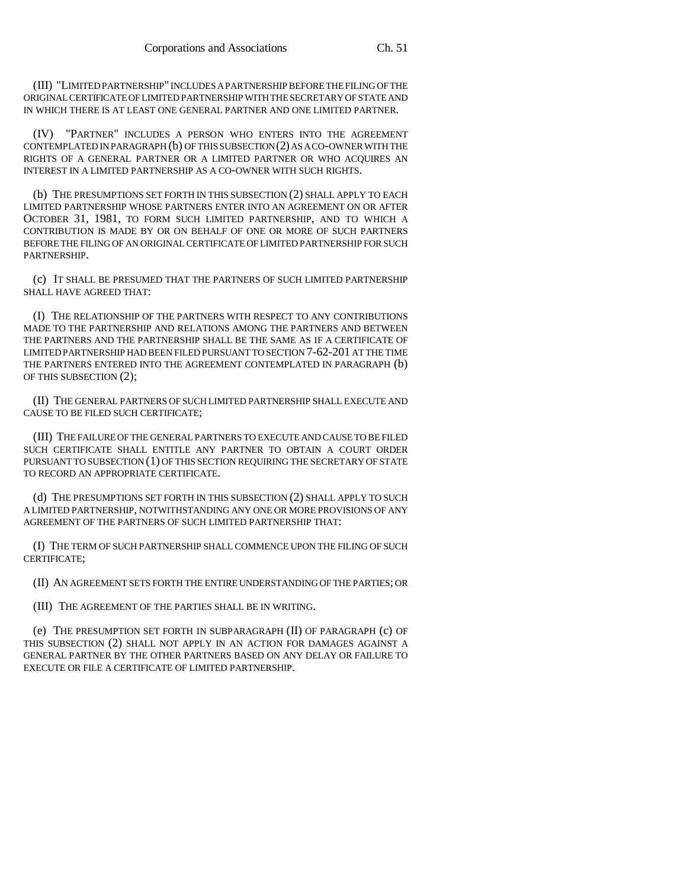(III) "LIMITED PARTNERSHIP" INCLUDES A PARTNERSHIP BEFORE THE FILING OF THE ORIGINAL CERTIFICATE OF LIMITED PARTNERSHIP WITH THE SECRETARY OF STATE AND IN WHICH THERE IS AT LEAST ONE GENERAL PARTNER AND ONE LIMITED PARTNER.

(IV) "PARTNER" INCLUDES A PERSON WHO ENTERS INTO THE AGREEMENT CONTEMPLATED IN PARAGRAPH (b) OF THIS SUBSECTION (2) AS A CO-OWNER WITH THE RIGHTS OF A GENERAL PARTNER OR A LIMITED PARTNER OR WHO ACQUIRES AN INTEREST IN A LIMITED PARTNERSHIP AS A CO-OWNER WITH SUCH RIGHTS.

(b) THE PRESUMPTIONS SET FORTH IN THIS SUBSECTION (2) SHALL APPLY TO EACH LIMITED PARTNERSHIP WHOSE PARTNERS ENTER INTO AN AGREEMENT ON OR AFTER OCTOBER 31, 1981, TO FORM SUCH LIMITED PARTNERSHIP, AND TO WHICH A CONTRIBUTION IS MADE BY OR ON BEHALF OF ONE OR MORE OF SUCH PARTNERS BEFORE THE FILING OF AN ORIGINAL CERTIFICATE OF LIMITED PARTNERSHIP FOR SUCH PARTNERSHIP.

(c) IT SHALL BE PRESUMED THAT THE PARTNERS OF SUCH LIMITED PARTNERSHIP SHALL HAVE AGREED THAT:

(I) THE RELATIONSHIP OF THE PARTNERS WITH RESPECT TO ANY CONTRIBUTIONS MADE TO THE PARTNERSHIP AND RELATIONS AMONG THE PARTNERS AND BETWEEN THE PARTNERS AND THE PARTNERSHIP SHALL BE THE SAME AS IF A CERTIFICATE OF LIMITED PARTNERSHIP HAD BEEN FILED PURSUANT TO SECTION 7-62-201 AT THE TIME THE PARTNERS ENTERED INTO THE AGREEMENT CONTEMPLATED IN PARAGRAPH (b) OF THIS SUBSECTION (2);

(II) THE GENERAL PARTNERS OF SUCH LIMITED PARTNERSHIP SHALL EXECUTE AND CAUSE TO BE FILED SUCH CERTIFICATE;

(III) THE FAILURE OF THE GENERAL PARTNERS TO EXECUTE AND CAUSE TO BE FILED SUCH CERTIFICATE SHALL ENTITLE ANY PARTNER TO OBTAIN A COURT ORDER PURSUANT TO SUBSECTION (1) OF THIS SECTION REQUIRING THE SECRETARY OF STATE TO RECORD AN APPROPRIATE CERTIFICATE.

(d) THE PRESUMPTIONS SET FORTH IN THIS SUBSECTION (2) SHALL APPLY TO SUCH A LIMITED PARTNERSHIP, NOTWITHSTANDING ANY ONE OR MORE PROVISIONS OF ANY AGREEMENT OF THE PARTNERS OF SUCH LIMITED PARTNERSHIP THAT:

(I) THE TERM OF SUCH PARTNERSHIP SHALL COMMENCE UPON THE FILING OF SUCH CERTIFICATE;

(II) AN AGREEMENT SETS FORTH THE ENTIRE UNDERSTANDING OF THE PARTIES; OR

(III) THE AGREEMENT OF THE PARTIES SHALL BE IN WRITING.

(e) THE PRESUMPTION SET FORTH IN SUBPARAGRAPH (II) OF PARAGRAPH (c) OF THIS SUBSECTION (2) SHALL NOT APPLY IN AN ACTION FOR DAMAGES AGAINST A GENERAL PARTNER BY THE OTHER PARTNERS BASED ON ANY DELAY OR FAILURE TO EXECUTE OR FILE A CERTIFICATE OF LIMITED PARTNERSHIP.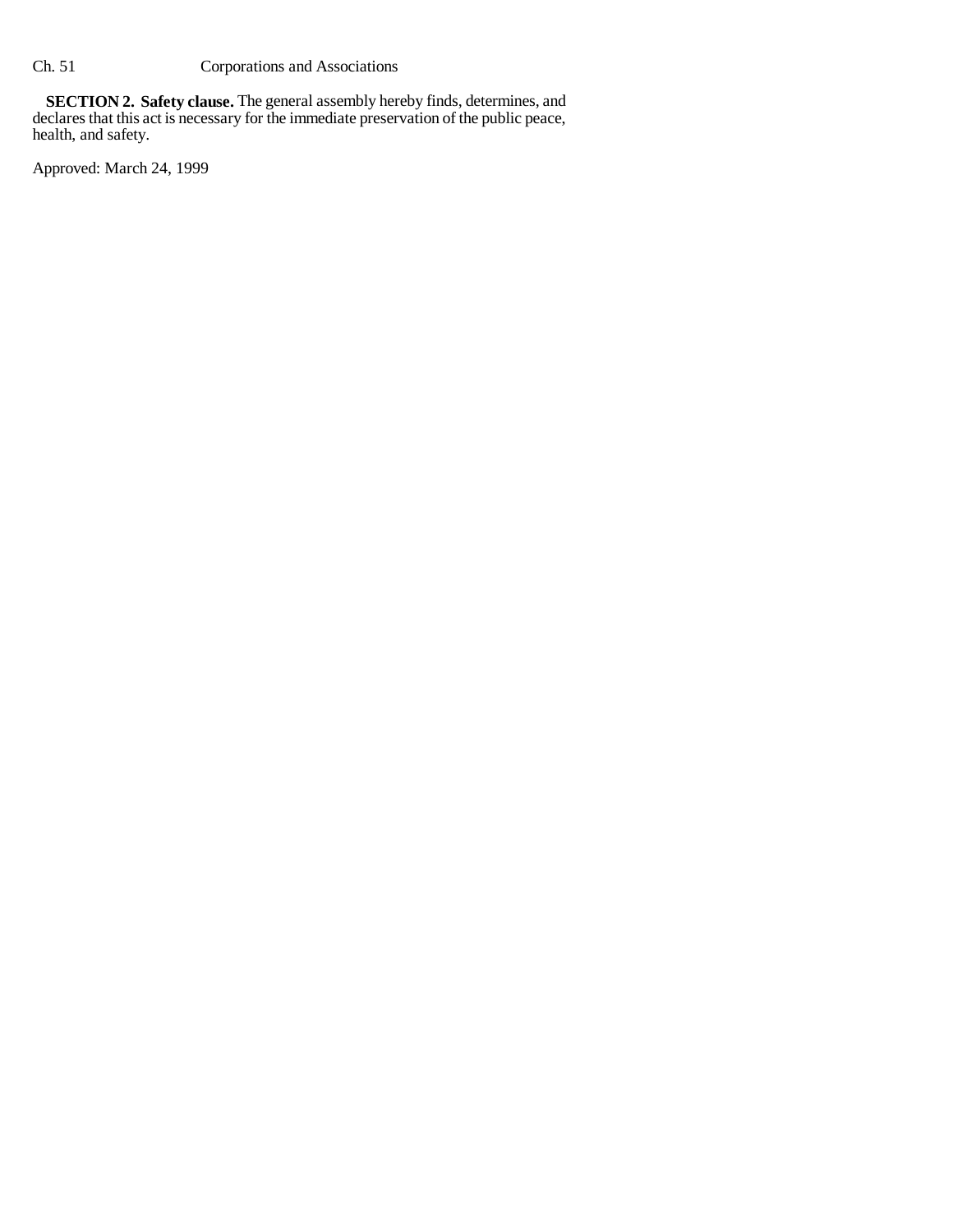**SECTION 2. Safety clause.** The general assembly hereby finds, determines, and declares that this act is necessary for the immediate preservation of the public peace, health, and safety.

Approved: March 24, 1999